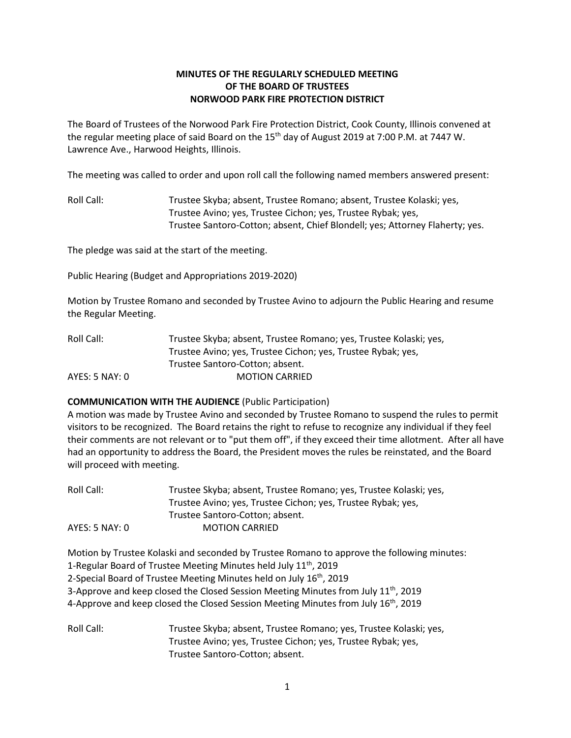**MINUTES OF THE REGULARLY SCHEDULED MEETING**
**OF THE BOARD OF TRUSTEES**
**NORWOOD PARK FIRE PROTECTION DISTRICT**

The Board of Trustees of the Norwood Park Fire Protection District, Cook County, Illinois convened at the regular meeting place of said Board on the 15th day of August 2019 at 7:00 P.M. at 7447 W. Lawrence Ave., Harwood Heights, Illinois.

The meeting was called to order and upon roll call the following named members answered present:

Roll Call: Trustee Skyba; absent, Trustee Romano; absent, Trustee Kolaski; yes, Trustee Avino; yes, Trustee Cichon; yes, Trustee Rybak; yes, Trustee Santoro-Cotton; absent, Chief Blondell; yes; Attorney Flaherty; yes.

The pledge was said at the start of the meeting.

Public Hearing (Budget and Appropriations 2019-2020)

Motion by Trustee Romano and seconded by Trustee Avino to adjourn the Public Hearing and resume the Regular Meeting.

Roll Call: Trustee Skyba; absent, Trustee Romano; yes, Trustee Kolaski; yes, Trustee Avino; yes, Trustee Cichon; yes, Trustee Rybak; yes, Trustee Santoro-Cotton; absent.

AYES: 5 NAY: 0 MOTION CARRIED

**COMMUNICATION WITH THE AUDIENCE** (Public Participation)

A motion was made by Trustee Avino and seconded by Trustee Romano to suspend the rules to permit visitors to be recognized. The Board retains the right to refuse to recognize any individual if they feel their comments are not relevant or to "put them off", if they exceed their time allotment. After all have had an opportunity to address the Board, the President moves the rules be reinstated, and the Board will proceed with meeting.

Roll Call: Trustee Skyba; absent, Trustee Romano; yes, Trustee Kolaski; yes, Trustee Avino; yes, Trustee Cichon; yes, Trustee Rybak; yes, Trustee Santoro-Cotton; absent.

AYES: 5 NAY: 0 MOTION CARRIED

Motion by Trustee Kolaski and seconded by Trustee Romano to approve the following minutes:

1-Regular Board of Trustee Meeting Minutes held July 11th, 2019
2-Special Board of Trustee Meeting Minutes held on July 16th, 2019
3-Approve and keep closed the Closed Session Meeting Minutes from July 11th, 2019
4-Approve and keep closed the Closed Session Meeting Minutes from July 16th, 2019

Roll Call: Trustee Skyba; absent, Trustee Romano; yes, Trustee Kolaski; yes, Trustee Avino; yes, Trustee Cichon; yes, Trustee Rybak; yes, Trustee Santoro-Cotton; absent.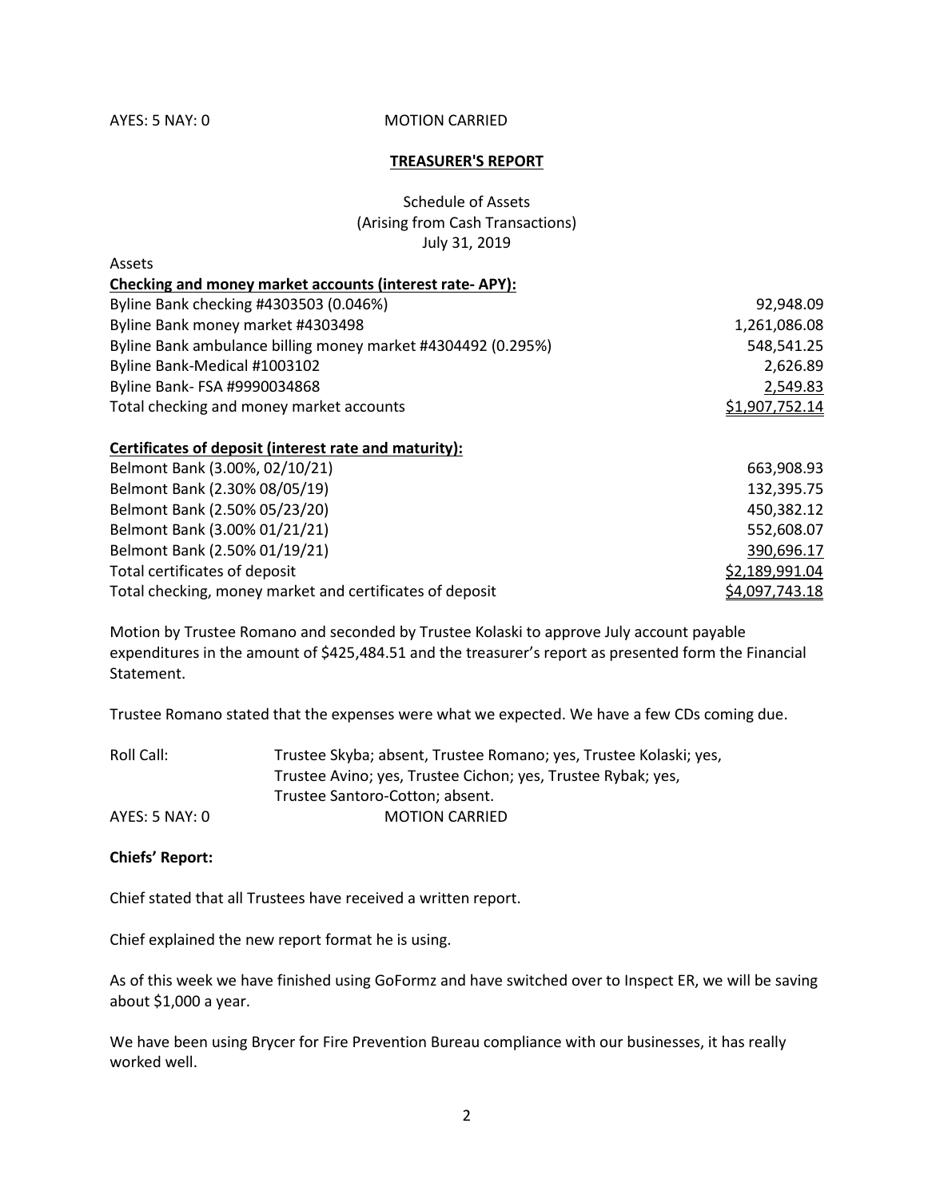AYES: 5 NAY: 0 MOTION CARRIED

**TREASURER'S REPORT**

Schedule of Assets
(Arising from Cash Transactions)
July 31, 2019

Assets

| **Checking and money market accounts (interest rate- APY):** | |
|---|---|
| Byline Bank checking #4303503 (0.046%) | 92,948.09 |
| Byline Bank money market #4303498 | 1,261,086.08 |
| Byline Bank ambulance billing money market #4304492 (0.295%) | 548,541.25 |
| Byline Bank-Medical #1003102 | 2,626.89 |
| Byline Bank- FSA #9990034868 | 2,549.83 |
| Total checking and money market accounts | $1,907,752.14 |
| | |
| **Certificates of deposit (interest rate and maturity):** | |
| Belmont Bank (3.00%, 02/10/21) | 663,908.93 |
| Belmont Bank (2.30% 08/05/19) | 132,395.75 |
| Belmont Bank (2.50% 05/23/20) | 450,382.12 |
| Belmont Bank (3.00% 01/21/21) | 552,608.07 |
| Belmont Bank (2.50% 01/19/21) | 390,696.17 |
| Total certificates of deposit | $2,189,991.04 |
| Total checking, money market and certificates of deposit | $4,097,743.18 |

Motion by Trustee Romano and seconded by Trustee Kolaski to approve July account payable expenditures in the amount of $425,484.51 and the treasurer's report as presented form the Financial Statement.

Trustee Romano stated that the expenses were what we expected. We have a few CDs coming due.

Roll Call: Trustee Skyba; absent, Trustee Romano; yes, Trustee Kolaski; yes, Trustee Avino; yes, Trustee Cichon; yes, Trustee Rybak; yes, Trustee Santoro-Cotton; absent.

AYES: 5 NAY: 0 MOTION CARRIED

**Chiefs' Report:**

Chief stated that all Trustees have received a written report.

Chief explained the new report format he is using.

As of this week we have finished using GoFormz and have switched over to Inspect ER, we will be saving about $1,000 a year.

We have been using Brycer for Fire Prevention Bureau compliance with our businesses, it has really worked well.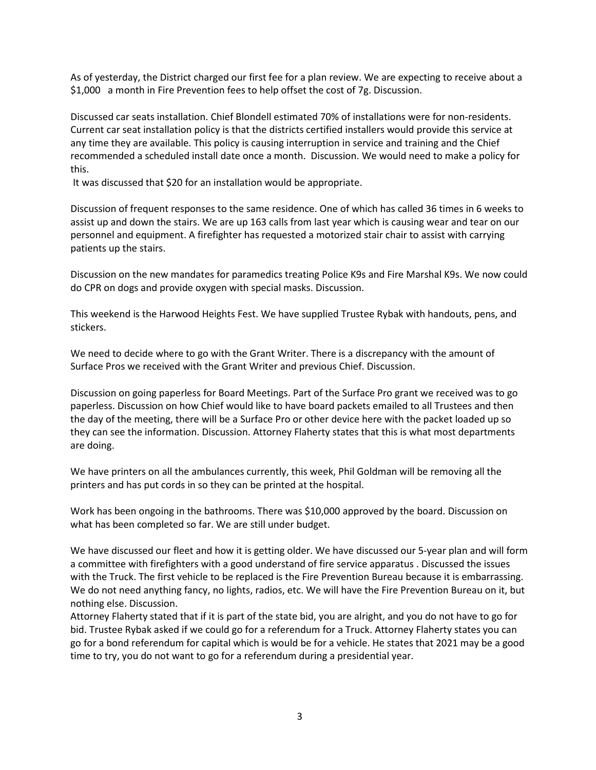As of yesterday, the District charged our first fee for a plan review. We are expecting to receive about a $1,000 a month in Fire Prevention fees to help offset the cost of 7g. Discussion.

Discussed car seats installation. Chief Blondell estimated 70% of installations were for non-residents. Current car seat installation policy is that the districts certified installers would provide this service at any time they are available. This policy is causing interruption in service and training and the Chief recommended a scheduled install date once a month. Discussion. We would need to make a policy for this.
It was discussed that $20 for an installation would be appropriate.

Discussion of frequent responses to the same residence. One of which has called 36 times in 6 weeks to assist up and down the stairs. We are up 163 calls from last year which is causing wear and tear on our personnel and equipment. A firefighter has requested a motorized stair chair to assist with carrying patients up the stairs.

Discussion on the new mandates for paramedics treating Police K9s and Fire Marshal K9s. We now could do CPR on dogs and provide oxygen with special masks. Discussion.

This weekend is the Harwood Heights Fest. We have supplied Trustee Rybak with handouts, pens, and stickers.

We need to decide where to go with the Grant Writer. There is a discrepancy with the amount of Surface Pros we received with the Grant Writer and previous Chief. Discussion.

Discussion on going paperless for Board Meetings. Part of the Surface Pro grant we received was to go paperless. Discussion on how Chief would like to have board packets emailed to all Trustees and then the day of the meeting, there will be a Surface Pro or other device here with the packet loaded up so they can see the information. Discussion. Attorney Flaherty states that this is what most departments are doing.

We have printers on all the ambulances currently, this week, Phil Goldman will be removing all the printers and has put cords in so they can be printed at the hospital.

Work has been ongoing in the bathrooms. There was $10,000 approved by the board. Discussion on what has been completed so far. We are still under budget.

We have discussed our fleet and how it is getting older. We have discussed our 5-year plan and will form a committee with firefighters with a good understand of fire service apparatus . Discussed the issues with the Truck. The first vehicle to be replaced is the Fire Prevention Bureau because it is embarrassing. We do not need anything fancy, no lights, radios, etc. We will have the Fire Prevention Bureau on it, but nothing else. Discussion.
Attorney Flaherty stated that if it is part of the state bid, you are alright, and you do not have to go for bid. Trustee Rybak asked if we could go for a referendum for a Truck. Attorney Flaherty states you can go for a bond referendum for capital which is would be for a vehicle. He states that 2021 may be a good time to try, you do not want to go for a referendum during a presidential year.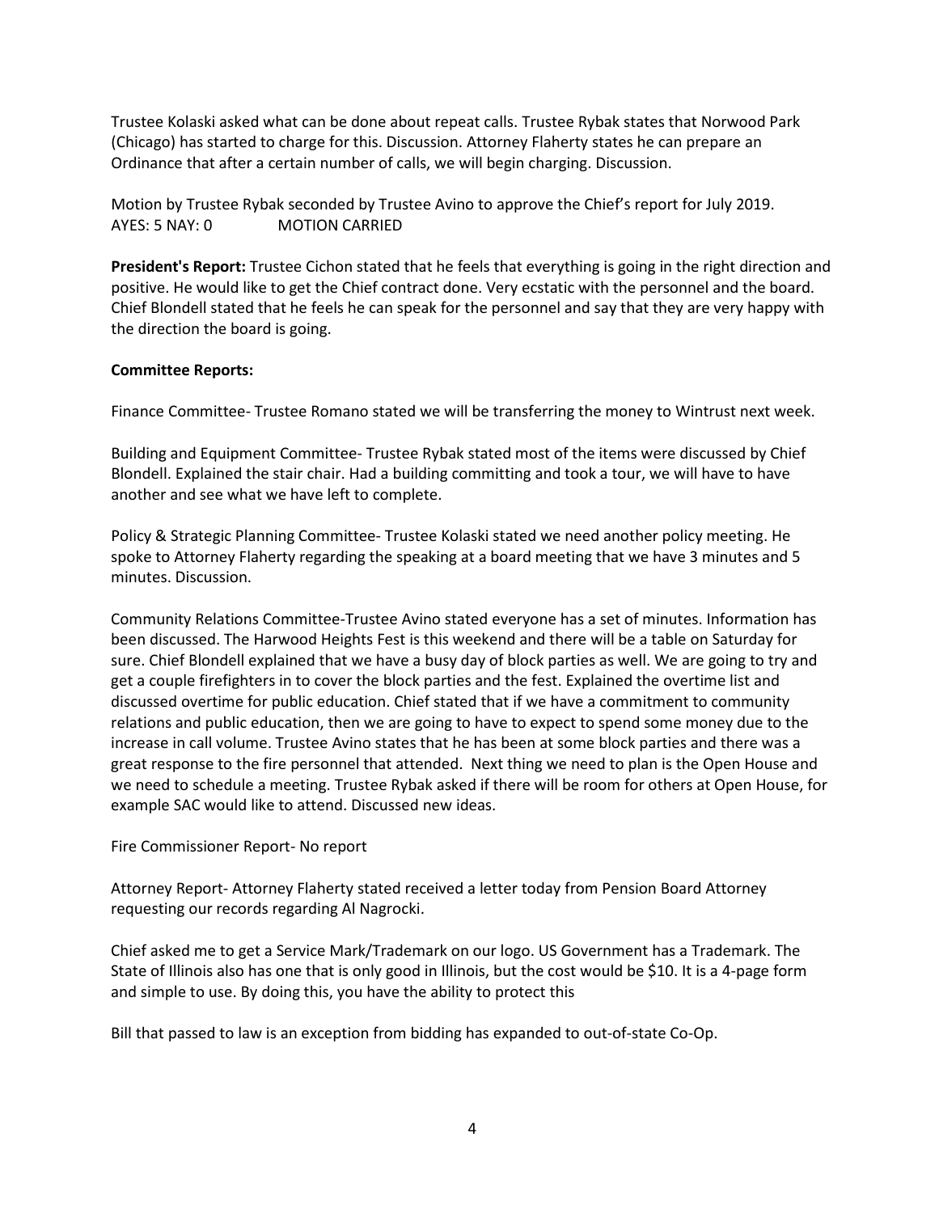Trustee Kolaski asked what can be done about repeat calls. Trustee Rybak states that Norwood Park (Chicago) has started to charge for this. Discussion. Attorney Flaherty states he can prepare an Ordinance that after a certain number of calls, we will begin charging. Discussion.

Motion by Trustee Rybak seconded by Trustee Avino to approve the Chief's report for July 2019.
AYES: 5 NAY: 0 MOTION CARRIED

**President's Report:** Trustee Cichon stated that he feels that everything is going in the right direction and positive. He would like to get the Chief contract done. Very ecstatic with the personnel and the board. Chief Blondell stated that he feels he can speak for the personnel and say that they are very happy with the direction the board is going.

**Committee Reports:**

Finance Committee- Trustee Romano stated we will be transferring the money to Wintrust next week.

Building and Equipment Committee- Trustee Rybak stated most of the items were discussed by Chief Blondell. Explained the stair chair. Had a building committing and took a tour, we will have to have another and see what we have left to complete.

Policy & Strategic Planning Committee- Trustee Kolaski stated we need another policy meeting. He spoke to Attorney Flaherty regarding the speaking at a board meeting that we have 3 minutes and 5 minutes. Discussion.

Community Relations Committee-Trustee Avino stated everyone has a set of minutes. Information has been discussed. The Harwood Heights Fest is this weekend and there will be a table on Saturday for sure. Chief Blondell explained that we have a busy day of block parties as well. We are going to try and get a couple firefighters in to cover the block parties and the fest. Explained the overtime list and discussed overtime for public education. Chief stated that if we have a commitment to community relations and public education, then we are going to have to expect to spend some money due to the increase in call volume. Trustee Avino states that he has been at some block parties and there was a great response to the fire personnel that attended. Next thing we need to plan is the Open House and we need to schedule a meeting. Trustee Rybak asked if there will be room for others at Open House, for example SAC would like to attend. Discussed new ideas.

Fire Commissioner Report- No report

Attorney Report- Attorney Flaherty stated received a letter today from Pension Board Attorney requesting our records regarding Al Nagrocki.

Chief asked me to get a Service Mark/Trademark on our logo. US Government has a Trademark. The State of Illinois also has one that is only good in Illinois, but the cost would be $10. It is a 4-page form and simple to use. By doing this, you have the ability to protect this

Bill that passed to law is an exception from bidding has expanded to out-of-state Co-Op.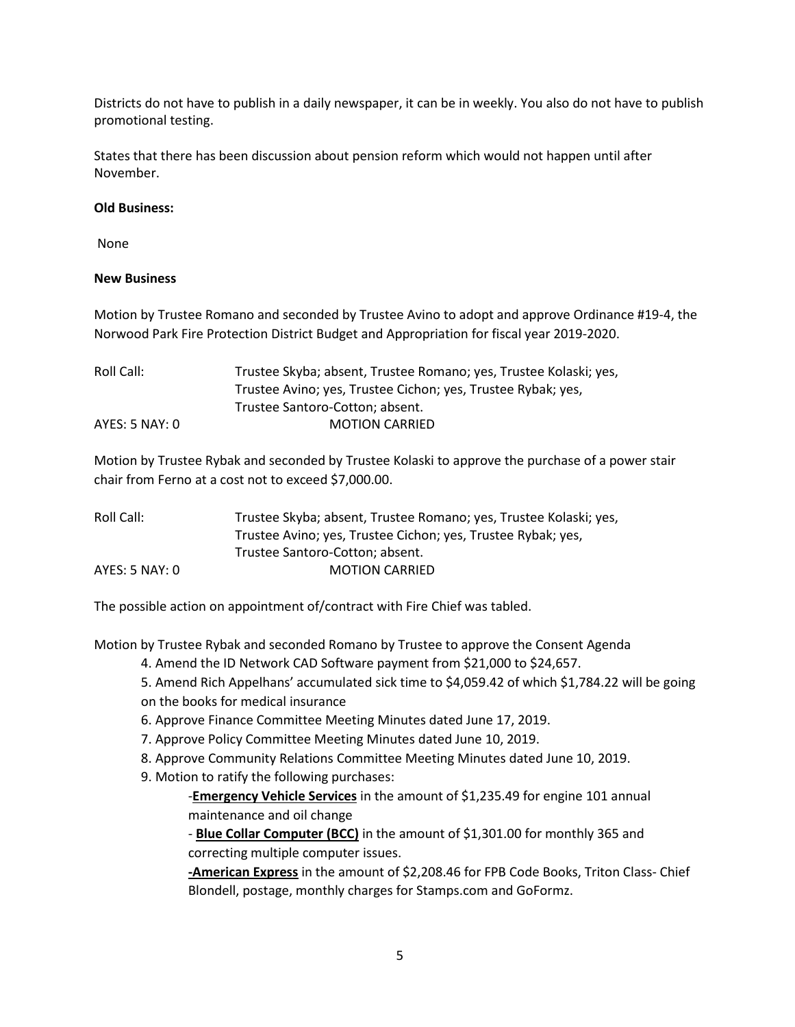Districts do not have to publish in a daily newspaper, it can be in weekly. You also do not have to publish promotional testing.

States that there has been discussion about pension reform which would not happen until after November.

**Old Business:**

None

**New Business**

Motion by Trustee Romano and seconded by Trustee Avino to adopt and approve Ordinance #19-4, the Norwood Park Fire Protection District Budget and Appropriation for fiscal year 2019-2020.

Roll Call: Trustee Skyba; absent, Trustee Romano; yes, Trustee Kolaski; yes, Trustee Avino; yes, Trustee Cichon; yes, Trustee Rybak; yes, Trustee Santoro-Cotton; absent.

AYES: 5 NAY: 0 MOTION CARRIED

Motion by Trustee Rybak and seconded by Trustee Kolaski to approve the purchase of a power stair chair from Ferno at a cost not to exceed $7,000.00.

Roll Call: Trustee Skyba; absent, Trustee Romano; yes, Trustee Kolaski; yes, Trustee Avino; yes, Trustee Cichon; yes, Trustee Rybak; yes, Trustee Santoro-Cotton; absent.

AYES: 5 NAY: 0 MOTION CARRIED

The possible action on appointment of/contract with Fire Chief was tabled.

Motion by Trustee Rybak and seconded Romano by Trustee to approve the Consent Agenda

4. Amend the ID Network CAD Software payment from $21,000 to $24,657.
5. Amend Rich Appelhans' accumulated sick time to $4,059.42 of which $1,784.22 will be going on the books for medical insurance
6. Approve Finance Committee Meeting Minutes dated June 17, 2019.
7. Approve Policy Committee Meeting Minutes dated June 10, 2019.
8. Approve Community Relations Committee Meeting Minutes dated June 10, 2019.
9. Motion to ratify the following purchases:
   - **Emergency Vehicle Services** in the amount of $1,235.49 for engine 101 annual maintenance and oil change
   - **Blue Collar Computer (BCC)** in the amount of $1,301.00 for monthly 365 and correcting multiple computer issues.
   - **American Express** in the amount of $2,208.46 for FPB Code Books, Triton Class- Chief Blondell, postage, monthly charges for Stamps.com and GoFormz.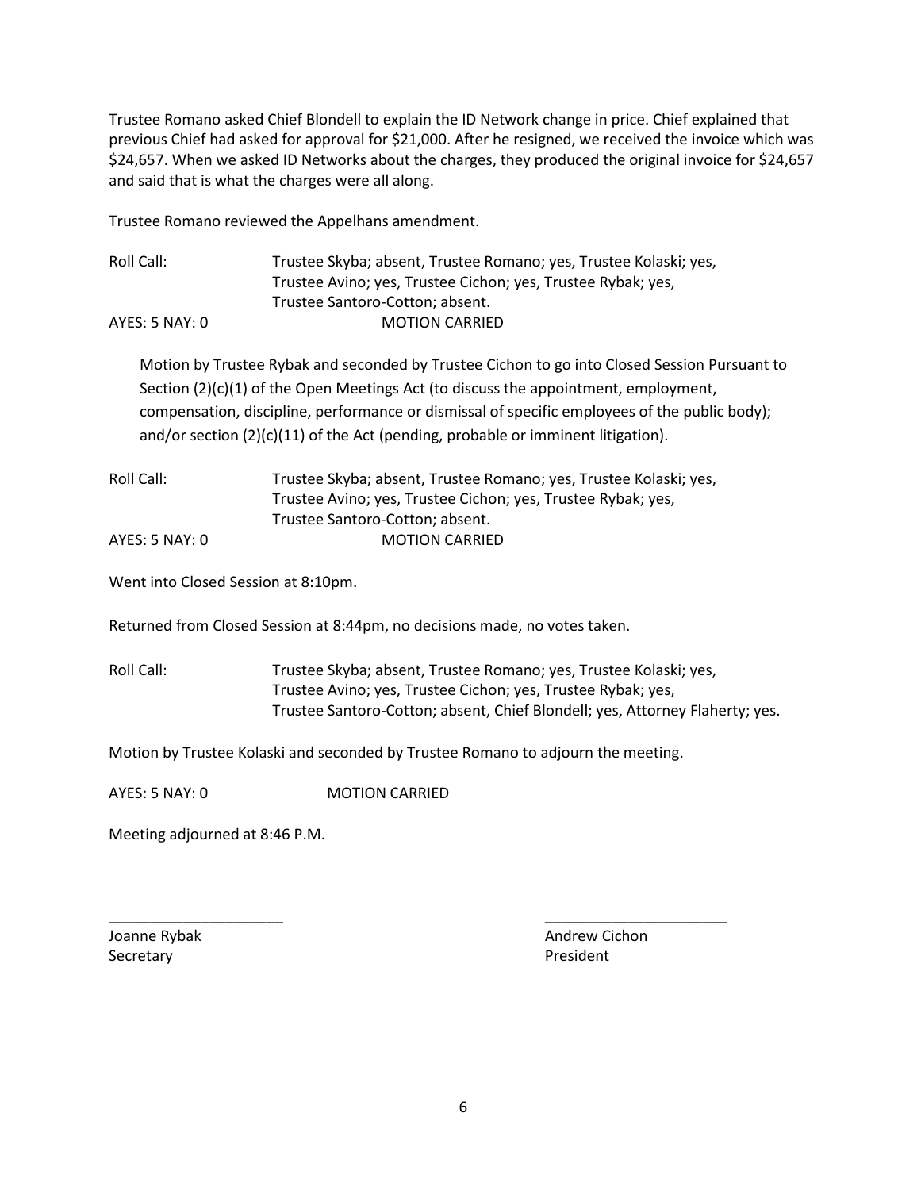Trustee Romano asked Chief Blondell to explain the ID Network change in price. Chief explained that previous Chief had asked for approval for $21,000. After he resigned, we received the invoice which was $24,657. When we asked ID Networks about the charges, they produced the original invoice for $24,657 and said that is what the charges were all along.

Trustee Romano reviewed the Appelhans amendment.

Roll Call: Trustee Skyba; absent, Trustee Romano; yes, Trustee Kolaski; yes, Trustee Avino; yes, Trustee Cichon; yes, Trustee Rybak; yes, Trustee Santoro-Cotton; absent.

AYES: 5 NAY: 0 MOTION CARRIED

Motion by Trustee Rybak and seconded by Trustee Cichon to go into Closed Session Pursuant to Section (2)(c)(1) of the Open Meetings Act (to discuss the appointment, employment, compensation, discipline, performance or dismissal of specific employees of the public body); and/or section (2)(c)(11) of the Act (pending, probable or imminent litigation).

Roll Call: Trustee Skyba; absent, Trustee Romano; yes, Trustee Kolaski; yes, Trustee Avino; yes, Trustee Cichon; yes, Trustee Rybak; yes, Trustee Santoro-Cotton; absent.

AYES: 5 NAY: 0 MOTION CARRIED

Went into Closed Session at 8:10pm.

Returned from Closed Session at 8:44pm, no decisions made, no votes taken.

Roll Call: Trustee Skyba; absent, Trustee Romano; yes, Trustee Kolaski; yes, Trustee Avino; yes, Trustee Cichon; yes, Trustee Rybak; yes, Trustee Santoro-Cotton; absent, Chief Blondell; yes, Attorney Flaherty; yes.

Motion by Trustee Kolaski and seconded by Trustee Romano to adjourn the meeting.

AYES: 5 NAY: 0 MOTION CARRIED

Meeting adjourned at 8:46 P.M.

_____________________ 
Joanne Rybak
Secretary

_____________________ 
Andrew Cichon
President